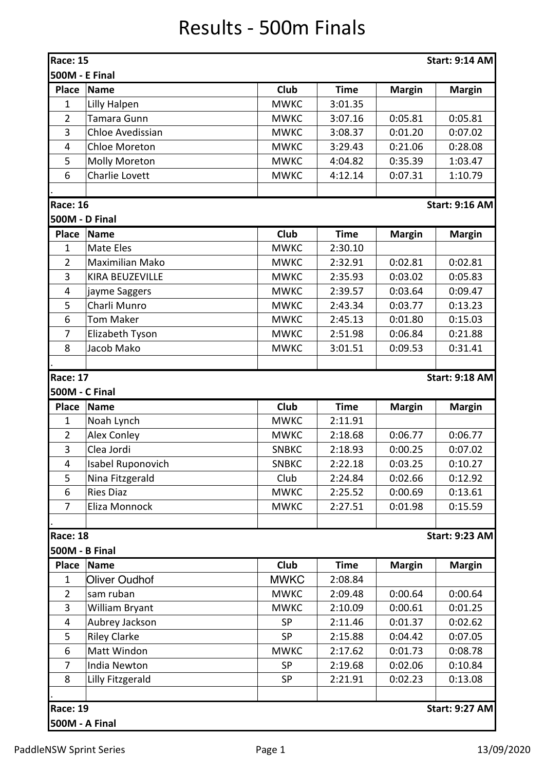# Results - 500m Finals

**Race: 15** — **Start: 9:14 AM**

**500M - E Final**

| Place | Name | Club | Time | Margin | Margin |
|---|---|---|---|---|---|
| 1 | Lilly Halpen | MWKC | 3:01.35 | | |
| 2 | Tamara Gunn | MWKC | 3:07.16 | 0:05.81 | 0:05.81 |
| 3 | Chloe Avedissian | MWKC | 3:08.37 | 0:01.20 | 0:07.02 |
| 4 | Chloe Moreton | MWKC | 3:29.43 | 0:21.06 | 0:28.08 |
| 5 | Molly Moreton | MWKC | 4:04.82 | 0:35.39 | 1:03.47 |
| 6 | Charlie Lovett | MWKC | 4:12.14 | 0:07.31 | 1:10.79 |
| . | | | | | |

**Race: 16** — **Start: 9:16 AM**

**500M - D Final**

| Place | Name | Club | Time | Margin | Margin |
|---|---|---|---|---|---|
| 1 | Mate Eles | MWKC | 2:30.10 | | |
| 2 | Maximilian Mako | MWKC | 2:32.91 | 0:02.81 | 0:02.81 |
| 3 | KIRA BEUZEVILLE | MWKC | 2:35.93 | 0:03.02 | 0:05.83 |
| 4 | jayme Saggers | MWKC | 2:39.57 | 0:03.64 | 0:09.47 |
| 5 | Charli Munro | MWKC | 2:43.34 | 0:03.77 | 0:13.23 |
| 6 | Tom Maker | MWKC | 2:45.13 | 0:01.80 | 0:15.03 |
| 7 | Elizabeth Tyson | MWKC | 2:51.98 | 0:06.84 | 0:21.88 |
| 8 | Jacob Mako | MWKC | 3:01.51 | 0:09.53 | 0:31.41 |
| . | | | | | |

**Race: 17** — **Start: 9:18 AM**

**500M - C Final**

| Place | Name | Club | Time | Margin | Margin |
|---|---|---|---|---|---|
| 1 | Noah Lynch | MWKC | 2:11.91 | | |
| 2 | Alex Conley | MWKC | 2:18.68 | 0:06.77 | 0:06.77 |
| 3 | Clea Jordi | SNBKC | 2:18.93 | 0:00.25 | 0:07.02 |
| 4 | Isabel Ruponovich | SNBKC | 2:22.18 | 0:03.25 | 0:10.27 |
| 5 | Nina Fitzgerald | Club | 2:24.84 | 0:02.66 | 0:12.92 |
| 6 | Ries Diaz | MWKC | 2:25.52 | 0:00.69 | 0:13.61 |
| 7 | Eliza Monnock | MWKC | 2:27.51 | 0:01.98 | 0:15.59 |
| . | | | | | |

**Race: 18** — **Start: 9:23 AM**

**500M - B Final**

| Place | Name | Club | Time | Margin | Margin |
|---|---|---|---|---|---|
| 1 | Oliver Oudhof | MWKC | 2:08.84 | | |
| 2 | sam ruban | MWKC | 2:09.48 | 0:00.64 | 0:00.64 |
| 3 | William Bryant | MWKC | 2:10.09 | 0:00.61 | 0:01.25 |
| 4 | Aubrey Jackson | SP | 2:11.46 | 0:01.37 | 0:02.62 |
| 5 | Riley Clarke | SP | 2:15.88 | 0:04.42 | 0:07.05 |
| 6 | Matt Windon | MWKC | 2:17.62 | 0:01.73 | 0:08.78 |
| 7 | India Newton | SP | 2:19.68 | 0:02.06 | 0:10.84 |
| 8 | Lilly Fitzgerald | SP | 2:21.91 | 0:02.23 | 0:13.08 |
| . | | | | | |

**Race: 19** — **Start: 9:27 AM**

**500M - A Final**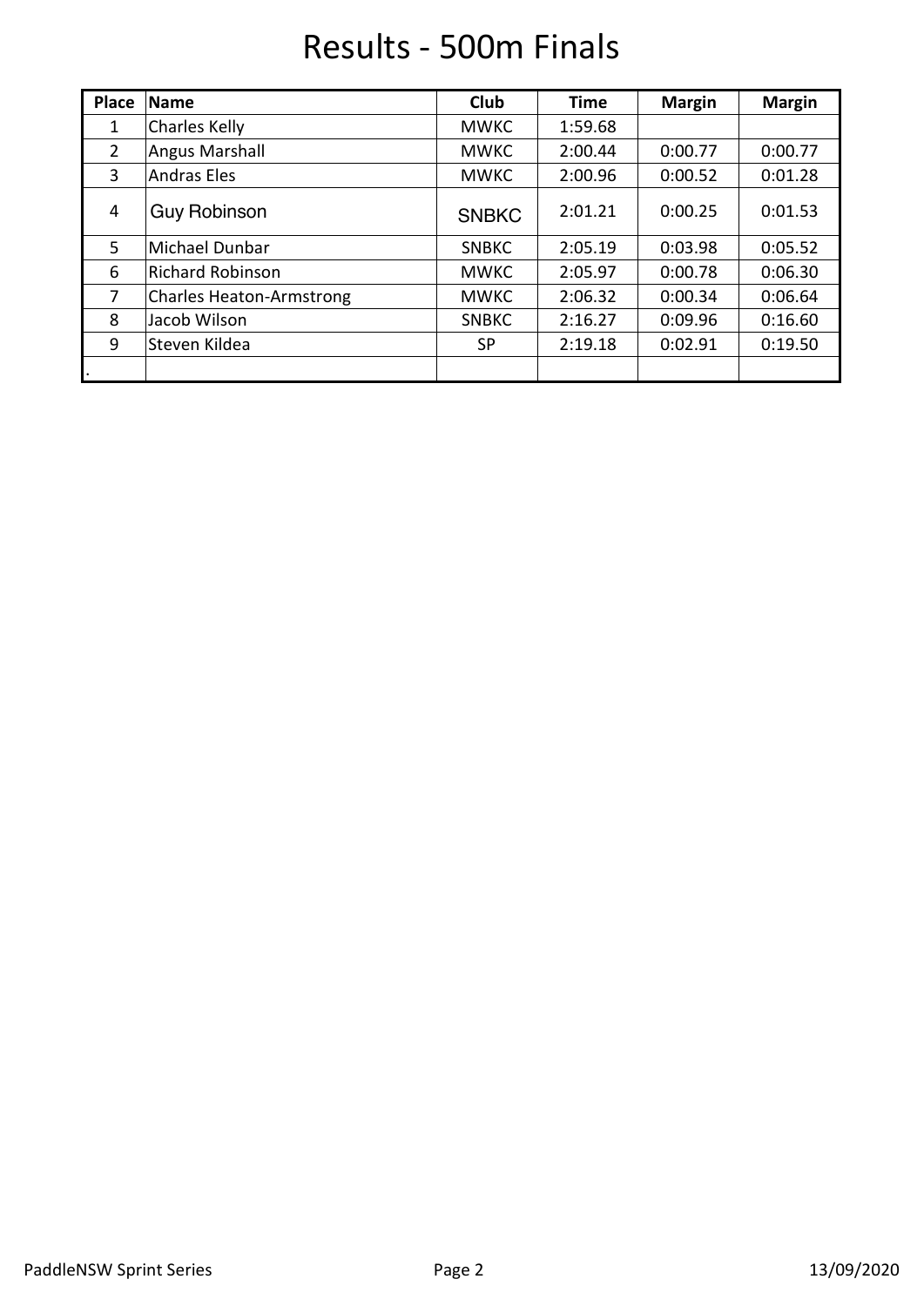# Results - 500m Finals

| Place | Name | Club | Time | Margin | Margin |
|---|---|---|---|---|---|
| 1 | Charles Kelly | MWKC | 1:59.68 | | |
| 2 | Angus Marshall | MWKC | 2:00.44 | 0:00.77 | 0:00.77 |
| 3 | Andras Eles | MWKC | 2:00.96 | 0:00.52 | 0:01.28 |
| 4 | Guy Robinson | SNBKC | 2:01.21 | 0:00.25 | 0:01.53 |
| 5 | Michael Dunbar | SNBKC | 2:05.19 | 0:03.98 | 0:05.52 |
| 6 | Richard Robinson | MWKC | 2:05.97 | 0:00.78 | 0:06.30 |
| 7 | Charles Heaton-Armstrong | MWKC | 2:06.32 | 0:00.34 | 0:06.64 |
| 8 | Jacob Wilson | SNBKC | 2:16.27 | 0:09.96 | 0:16.60 |
| 9 | Steven Kildea | SP | 2:19.18 | 0:02.91 | 0:19.50 |
| . | | | | | |

PaddleNSW Sprint Series 13/09/2020